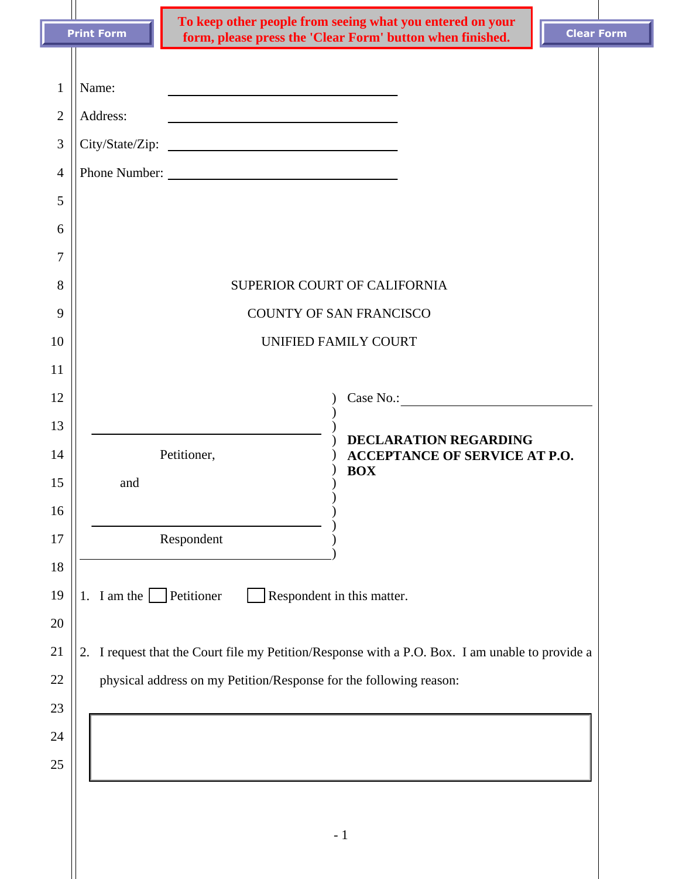Print Form | To keep other people from seeing what you entered on your form, please press the 'Clear Form' button when finished. | Clear Form

Name: ______________________________

Address: ______________________________

City/State/Zip: ______________________________

Phone Number: ______________________________

SUPERIOR COURT OF CALIFORNIA

COUNTY OF SAN FRANCISCO

UNIFIED FAMILY COURT

______________________________
Petitioner,

and

______________________________
Respondent

Case No.: ______________________________

**DECLARATION REGARDING ACCEPTANCE OF SERVICE AT P.O. BOX**

1. I am the ☐ Petitioner ☐ Respondent in this matter.

2. I request that the Court file my Petition/Response with a P.O. Box. I am unable to provide a physical address on my Petition/Response for the following reason:

______________________________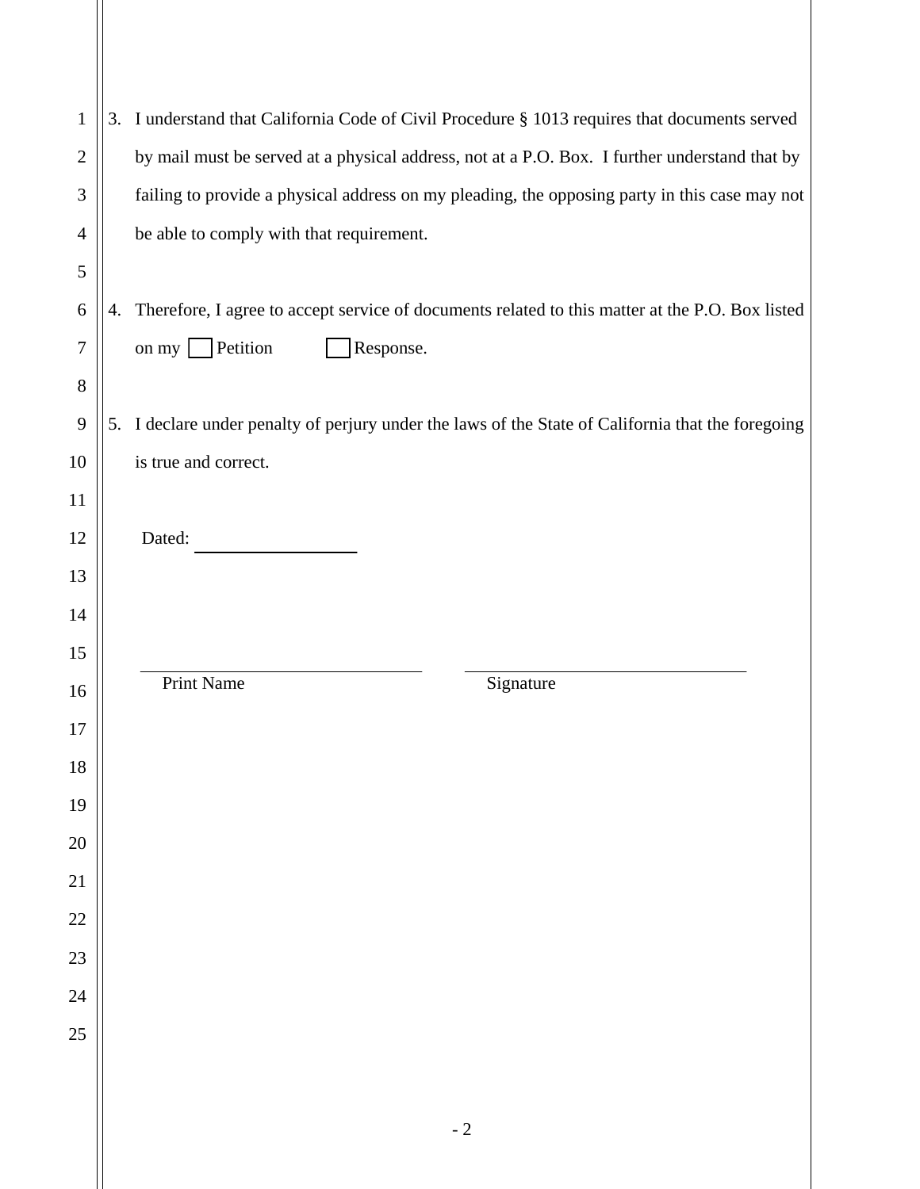3. I understand that California Code of Civil Procedure § 1013 requires that documents served by mail must be served at a physical address, not at a P.O. Box. I further understand that by failing to provide a physical address on my pleading, the opposing party in this case may not be able to comply with that requirement.

4. Therefore, I agree to accept service of documents related to this matter at the P.O. Box listed on my ☐ Petition ☐ Response.

5. I declare under penalty of perjury under the laws of the State of California that the foregoing is true and correct.

Dated: ____________________

______________________________ ______________________________
Print Name Signature